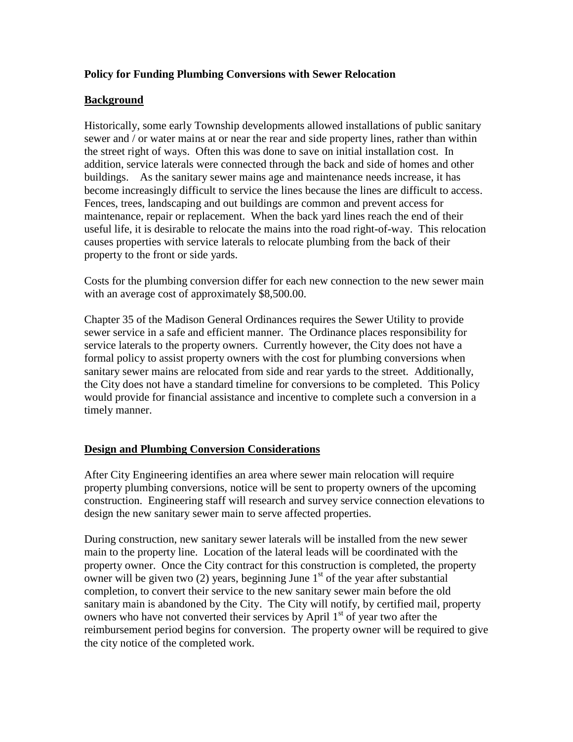**Policy for Funding Plumbing Conversions with Sewer Relocation**

## Background

Historically, some early Township developments allowed installations of public sanitary sewer and / or water mains at or near the rear and side property lines, rather than within the street right of ways. Often this was done to save on initial installation cost. In addition, service laterals were connected through the back and side of homes and other buildings. As the sanitary sewer mains age and maintenance needs increase, it has become increasingly difficult to service the lines because the lines are difficult to access. Fences, trees, landscaping and out buildings are common and prevent access for maintenance, repair or replacement. When the back yard lines reach the end of their useful life, it is desirable to relocate the mains into the road right-of-way. This relocation causes properties with service laterals to relocate plumbing from the back of their property to the front or side yards.

Costs for the plumbing conversion differ for each new connection to the new sewer main with an average cost of approximately $8,500.00.

Chapter 35 of the Madison General Ordinances requires the Sewer Utility to provide sewer service in a safe and efficient manner. The Ordinance places responsibility for service laterals to the property owners. Currently however, the City does not have a formal policy to assist property owners with the cost for plumbing conversions when sanitary sewer mains are relocated from side and rear yards to the street. Additionally, the City does not have a standard timeline for conversions to be completed. This Policy would provide for financial assistance and incentive to complete such a conversion in a timely manner.

## Design and Plumbing Conversion Considerations

After City Engineering identifies an area where sewer main relocation will require property plumbing conversions, notice will be sent to property owners of the upcoming construction. Engineering staff will research and survey service connection elevations to design the new sanitary sewer main to serve affected properties.

During construction, new sanitary sewer laterals will be installed from the new sewer main to the property line. Location of the lateral leads will be coordinated with the property owner. Once the City contract for this construction is completed, the property owner will be given two (2) years, beginning June 1st of the year after substantial completion, to convert their service to the new sanitary sewer main before the old sanitary main is abandoned by the City. The City will notify, by certified mail, property owners who have not converted their services by April 1st of year two after the reimbursement period begins for conversion. The property owner will be required to give the city notice of the completed work.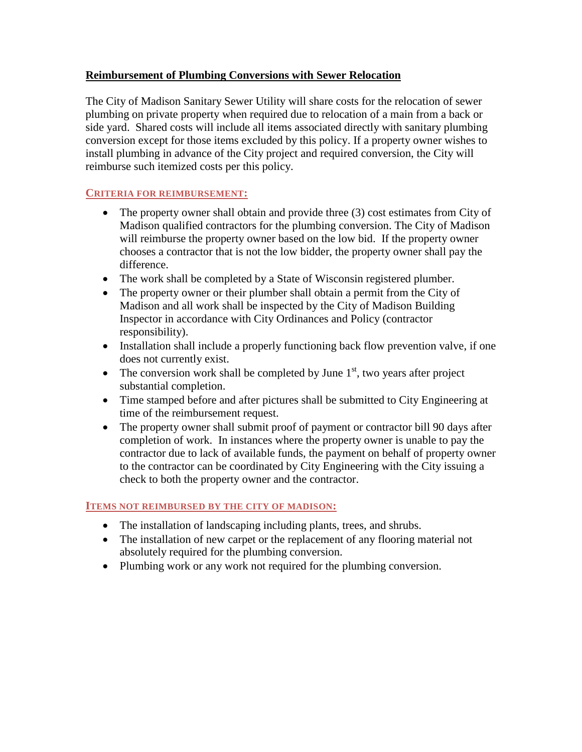## Reimbursement of Plumbing Conversions with Sewer Relocation

The City of Madison Sanitary Sewer Utility will share costs for the relocation of sewer plumbing on private property when required due to relocation of a main from a back or side yard. Shared costs will include all items associated directly with sanitary plumbing conversion except for those items excluded by this policy. If a property owner wishes to install plumbing in advance of the City project and required conversion, the City will reimburse such itemized costs per this policy.

### CRITERIA FOR REIMBURSEMENT:

- The property owner shall obtain and provide three (3) cost estimates from City of Madison qualified contractors for the plumbing conversion. The City of Madison will reimburse the property owner based on the low bid. If the property owner chooses a contractor that is not the low bidder, the property owner shall pay the difference.
- The work shall be completed by a State of Wisconsin registered plumber.
- The property owner or their plumber shall obtain a permit from the City of Madison and all work shall be inspected by the City of Madison Building Inspector in accordance with City Ordinances and Policy (contractor responsibility).
- Installation shall include a properly functioning back flow prevention valve, if one does not currently exist.
- The conversion work shall be completed by June 1st, two years after project substantial completion.
- Time stamped before and after pictures shall be submitted to City Engineering at time of the reimbursement request.
- The property owner shall submit proof of payment or contractor bill 90 days after completion of work. In instances where the property owner is unable to pay the contractor due to lack of available funds, the payment on behalf of property owner to the contractor can be coordinated by City Engineering with the City issuing a check to both the property owner and the contractor.

### ITEMS NOT REIMBURSED BY THE CITY OF MADISON:

- The installation of landscaping including plants, trees, and shrubs.
- The installation of new carpet or the replacement of any flooring material not absolutely required for the plumbing conversion.
- Plumbing work or any work not required for the plumbing conversion.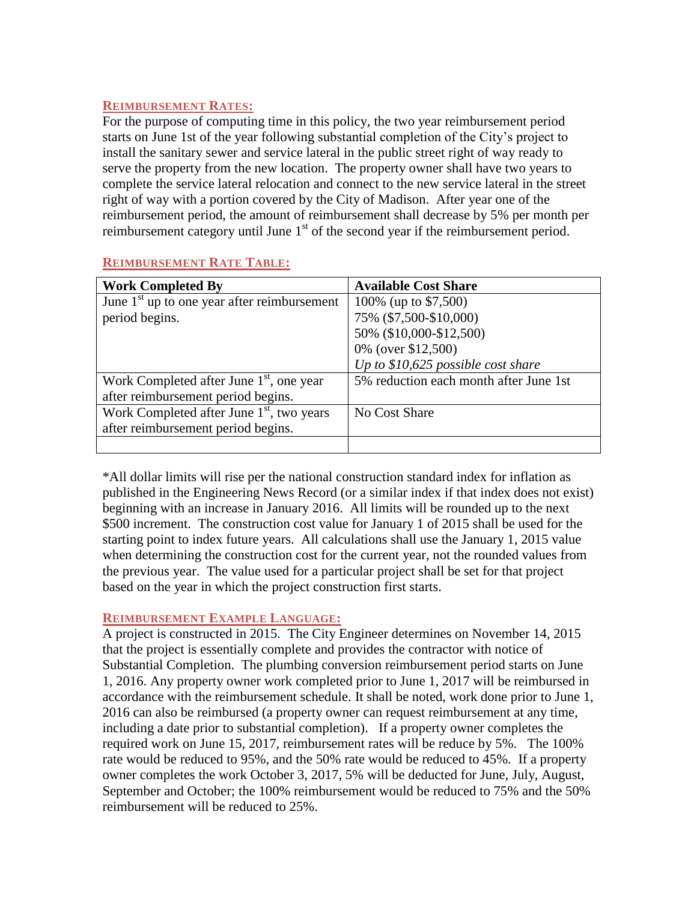### REIMBURSEMENT RATES:

For the purpose of computing time in this policy, the two year reimbursement period starts on June 1st of the year following substantial completion of the City's project to install the sanitary sewer and service lateral in the public street right of way ready to serve the property from the new location. The property owner shall have two years to complete the service lateral relocation and connect to the new service lateral in the street right of way with a portion covered by the City of Madison. After year one of the reimbursement period, the amount of reimbursement shall decrease by 5% per month per reimbursement category until June 1st of the second year if the reimbursement period.

### REIMBURSEMENT RATE TABLE:

| Work Completed By | Available Cost Share |
|---|---|
| June 1st up to one year after reimbursement period begins. | 100% (up to $7,500)<br>75% ($7,500-$10,000)<br>50% ($10,000-$12,500)<br>0% (over $12,500)<br>*Up to $10,625 possible cost share* |
| Work Completed after June 1st, one year after reimbursement period begins. | 5% reduction each month after June 1st |
| Work Completed after June 1st, two years after reimbursement period begins. | No Cost Share |
| | |

*All dollar limits will rise per the national construction standard index for inflation as published in the Engineering News Record (or a similar index if that index does not exist) beginning with an increase in January 2016. All limits will be rounded up to the next $500 increment. The construction cost value for January 1 of 2015 shall be used for the starting point to index future years. All calculations shall use the January 1, 2015 value when determining the construction cost for the current year, not the rounded values from the previous year. The value used for a particular project shall be set for that project based on the year in which the project construction first starts.

### REIMBURSEMENT EXAMPLE LANGUAGE:

A project is constructed in 2015. The City Engineer determines on November 14, 2015 that the project is essentially complete and provides the contractor with notice of Substantial Completion. The plumbing conversion reimbursement period starts on June 1, 2016. Any property owner work completed prior to June 1, 2017 will be reimbursed in accordance with the reimbursement schedule. It shall be noted, work done prior to June 1, 2016 can also be reimbursed (a property owner can request reimbursement at any time, including a date prior to substantial completion). If a property owner completes the required work on June 15, 2017, reimbursement rates will be reduce by 5%. The 100% rate would be reduced to 95%, and the 50% rate would be reduced to 45%. If a property owner completes the work October 3, 2017, 5% will be deducted for June, July, August, September and October; the 100% reimbursement would be reduced to 75% and the 50% reimbursement will be reduced to 25%.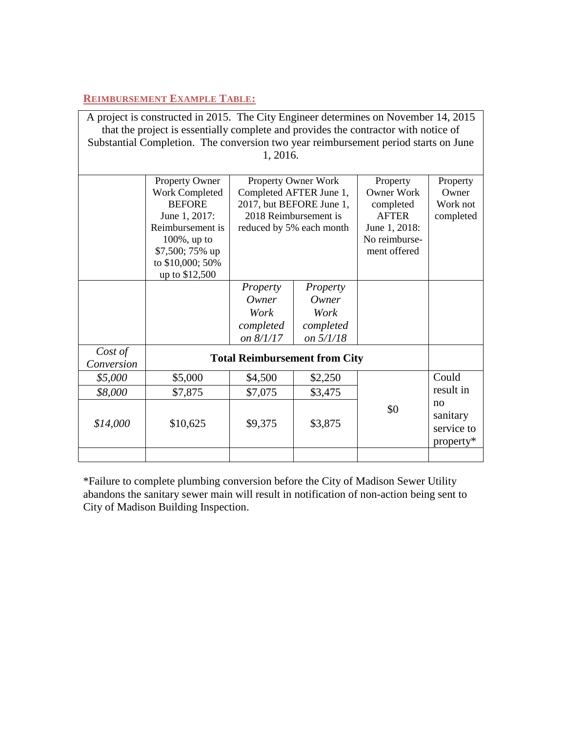**REIMBURSEMENT EXAMPLE TABLE:**

| | | | | | |
|---|---|---|---|---|---|
| A project is constructed in 2015. The City Engineer determines on November 14, 2015 that the project is essentially complete and provides the contractor with notice of Substantial Completion. The conversion two year reimbursement period starts on June 1, 2016. | | | | | |
| | Property Owner Work Completed BEFORE June 1, 2017: Reimbursement is 100%, up to $7,500; 75% up to $10,000; 50% up to $12,500 | Property Owner Work Completed AFTER June 1, 2017, but BEFORE June 1, 2018 Reimbursement is reduced by 5% each month | | Property Owner Work completed AFTER June 1, 2018: No reimbursement offered | Property Owner Work not completed |
| | | *Property Owner Work completed on 8/1/17* | *Property Owner Work completed on 5/1/18* | | |
| *Cost of Conversion* | **Total Reimbursement from City** | | | | |
| *$5,000* | $5,000 | $4,500 | $2,250 | $0 | Could result in no sanitary service to property* |
| *$8,000* | $7,875 | $7,075 | $3,475 | | |
| *$14,000* | $10,625 | $9,375 | $3,875 | | |
| | | | | | |

*Failure to complete plumbing conversion before the City of Madison Sewer Utility abandons the sanitary sewer main will result in notification of non-action being sent to City of Madison Building Inspection.